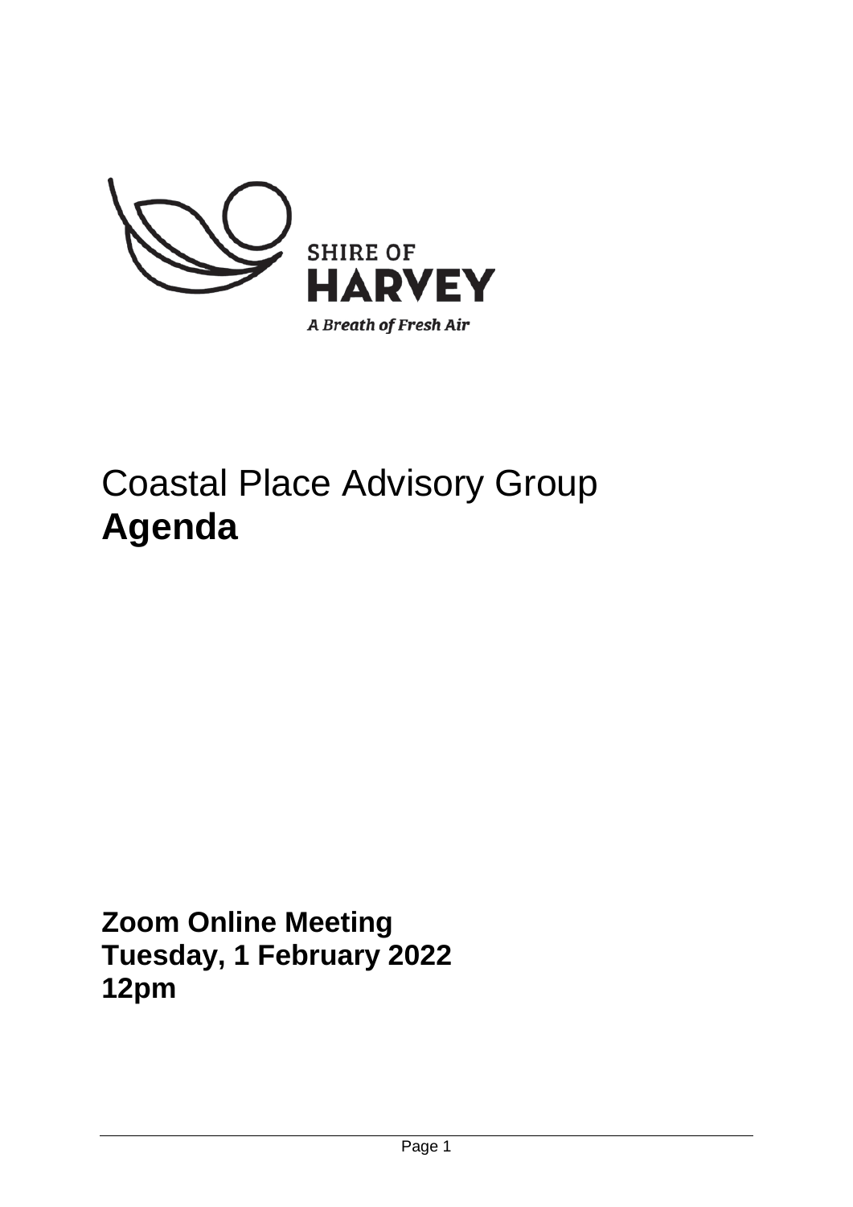SHIRE OF
HARVEY

*A Breath of Fresh Air*

# Coastal Place Advisory Group
# **Agenda**

**Zoom Online Meeting**
**Tuesday, 1 February 2022**
**12pm**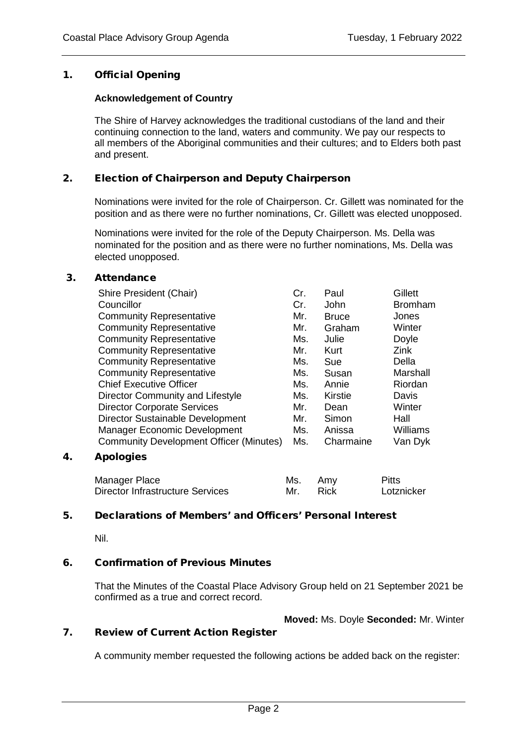## 1. Official Opening

**Acknowledgement of Country**

The Shire of Harvey acknowledges the traditional custodians of the land and their continuing connection to the land, waters and community. We pay our respects to all members of the Aboriginal communities and their cultures; and to Elders both past and present.

## 2. Election of Chairperson and Deputy Chairperson

Nominations were invited for the role of Chairperson. Cr. Gillett was nominated for the position and as there were no further nominations, Cr. Gillett was elected unopposed.

Nominations were invited for the role of the Deputy Chairperson. Ms. Della was nominated for the position and as there were no further nominations, Ms. Della was elected unopposed.

## 3. Attendance

| | | | |
|---|---|---|---|
| Shire President (Chair) | Cr. | Paul | Gillett |
| Councillor | Cr. | John | Bromham |
| Community Representative | Mr. | Bruce | Jones |
| Community Representative | Mr. | Graham | Winter |
| Community Representative | Ms. | Julie | Doyle |
| Community Representative | Mr. | Kurt | Zink |
| Community Representative | Ms. | Sue | Della |
| Community Representative | Ms. | Susan | Marshall |
| Chief Executive Officer | Ms. | Annie | Riordan |
| Director Community and Lifestyle | Ms. | Kirstie | Davis |
| Director Corporate Services | Mr. | Dean | Winter |
| Director Sustainable Development | Mr. | Simon | Hall |
| Manager Economic Development | Ms. | Anissa | Williams |
| Community Development Officer (Minutes) | Ms. | Charmaine | Van Dyk |

## 4. Apologies

| | | | |
|---|---|---|---|
| Manager Place | Ms. | Amy | Pitts |
| Director Infrastructure Services | Mr. | Rick | Lotznicker |

## 5. Declarations of Members' and Officers' Personal Interest

Nil.

## 6. Confirmation of Previous Minutes

That the Minutes of the Coastal Place Advisory Group held on 21 September 2021 be confirmed as a true and correct record.

**Moved:** Ms. Doyle **Seconded:** Mr. Winter

## 7. Review of Current Action Register

A community member requested the following actions be added back on the register: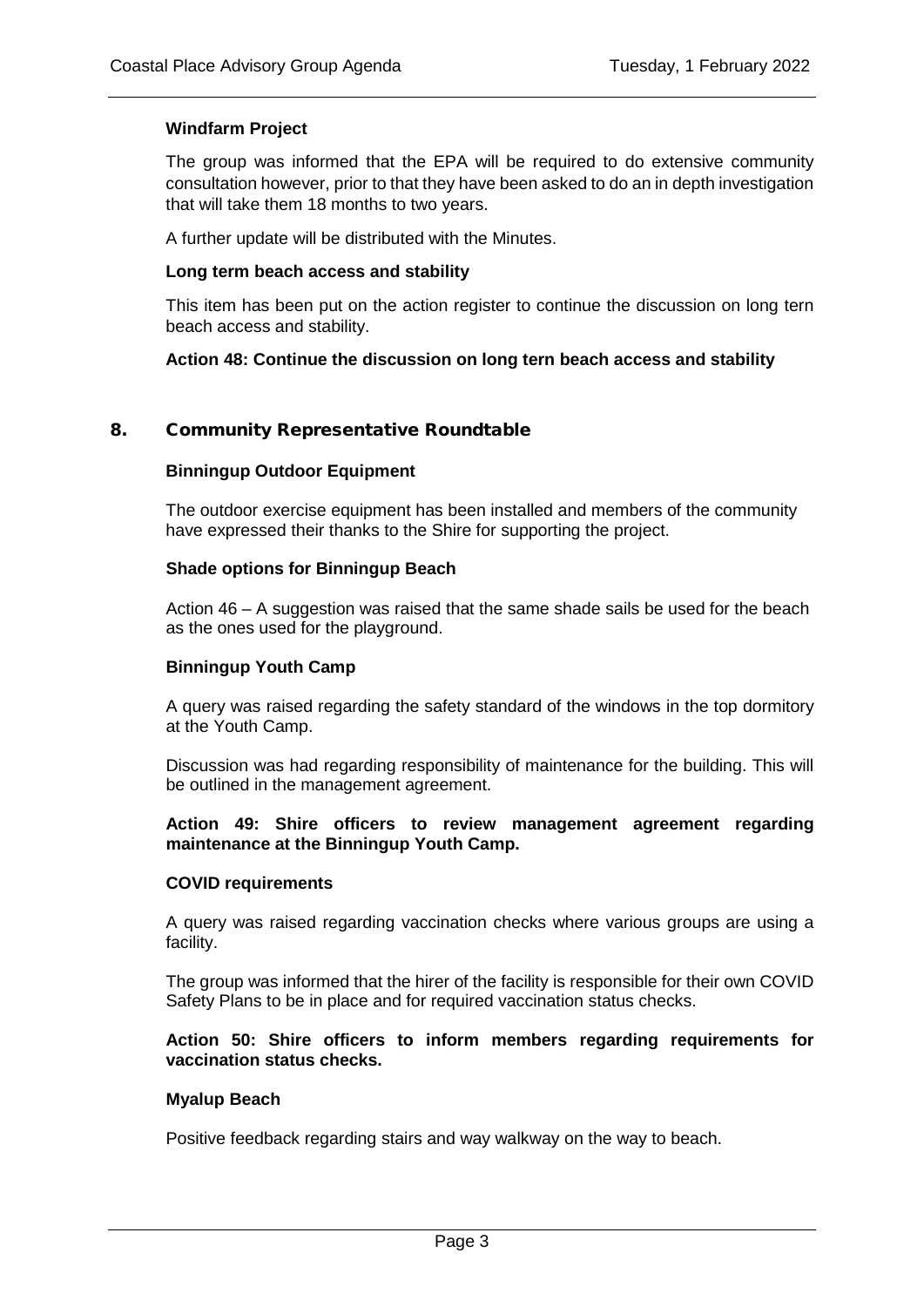**Windfarm Project**

The group was informed that the EPA will be required to do extensive community consultation however, prior to that they have been asked to do an in depth investigation that will take them 18 months to two years.

A further update will be distributed with the Minutes.

**Long term beach access and stability**

This item has been put on the action register to continue the discussion on long tern beach access and stability.

**Action 48: Continue the discussion on long tern beach access and stability**

## 8. Community Representative Roundtable

**Binningup Outdoor Equipment**

The outdoor exercise equipment has been installed and members of the community have expressed their thanks to the Shire for supporting the project.

**Shade options for Binningup Beach**

Action 46 – A suggestion was raised that the same shade sails be used for the beach as the ones used for the playground.

**Binningup Youth Camp**

A query was raised regarding the safety standard of the windows in the top dormitory at the Youth Camp.

Discussion was had regarding responsibility of maintenance for the building. This will be outlined in the management agreement.

**Action 49: Shire officers to review management agreement regarding maintenance at the Binningup Youth Camp.**

**COVID requirements**

A query was raised regarding vaccination checks where various groups are using a facility.

The group was informed that the hirer of the facility is responsible for their own COVID Safety Plans to be in place and for required vaccination status checks.

**Action 50: Shire officers to inform members regarding requirements for vaccination status checks.**

**Myalup Beach**

Positive feedback regarding stairs and way walkway on the way to beach.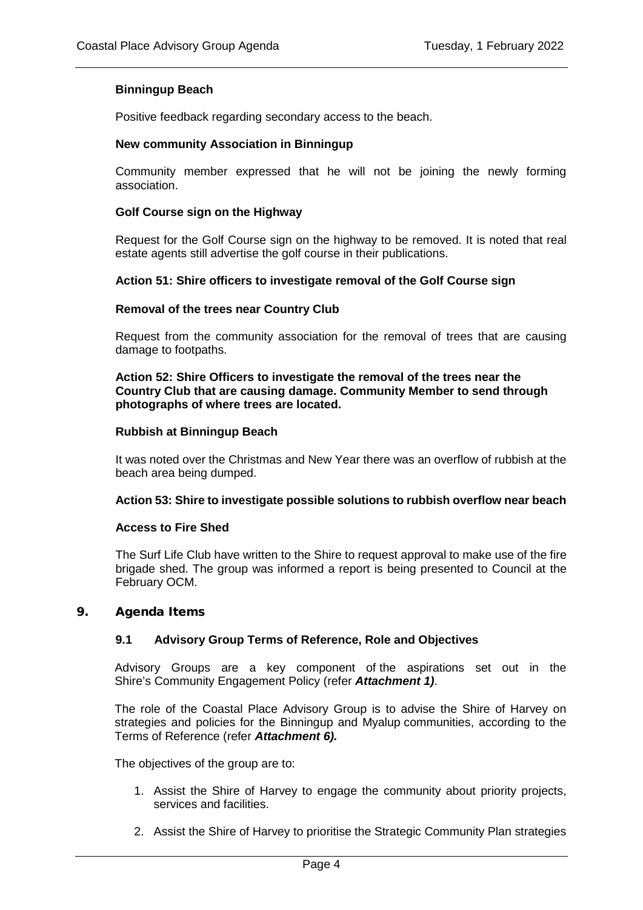**Binningup Beach**

Positive feedback regarding secondary access to the beach.

**New community Association in Binningup**

Community member expressed that he will not be joining the newly forming association.

**Golf Course sign on the Highway**

Request for the Golf Course sign on the highway to be removed. It is noted that real estate agents still advertise the golf course in their publications.

**Action 51: Shire officers to investigate removal of the Golf Course sign**

**Removal of the trees near Country Club**

Request from the community association for the removal of trees that are causing damage to footpaths.

**Action 52: Shire Officers to investigate the removal of the trees near the Country Club that are causing damage. Community Member to send through photographs of where trees are located.**

**Rubbish at Binningup Beach**

It was noted over the Christmas and New Year there was an overflow of rubbish at the beach area being dumped.

**Action 53: Shire to investigate possible solutions to rubbish overflow near beach**

**Access to Fire Shed**

The Surf Life Club have written to the Shire to request approval to make use of the fire brigade shed. The group was informed a report is being presented to Council at the February OCM.

## 9. Agenda Items

### 9.1 Advisory Group Terms of Reference, Role and Objectives

Advisory Groups are a key component of the aspirations set out in the Shire's Community Engagement Policy (refer ***Attachment 1)***.

The role of the Coastal Place Advisory Group is to advise the Shire of Harvey on strategies and policies for the Binningup and Myalup communities, according to the Terms of Reference (refer ***Attachment 6).***

The objectives of the group are to:

1. Assist the Shire of Harvey to engage the community about priority projects, services and facilities.
2. Assist the Shire of Harvey to prioritise the Strategic Community Plan strategies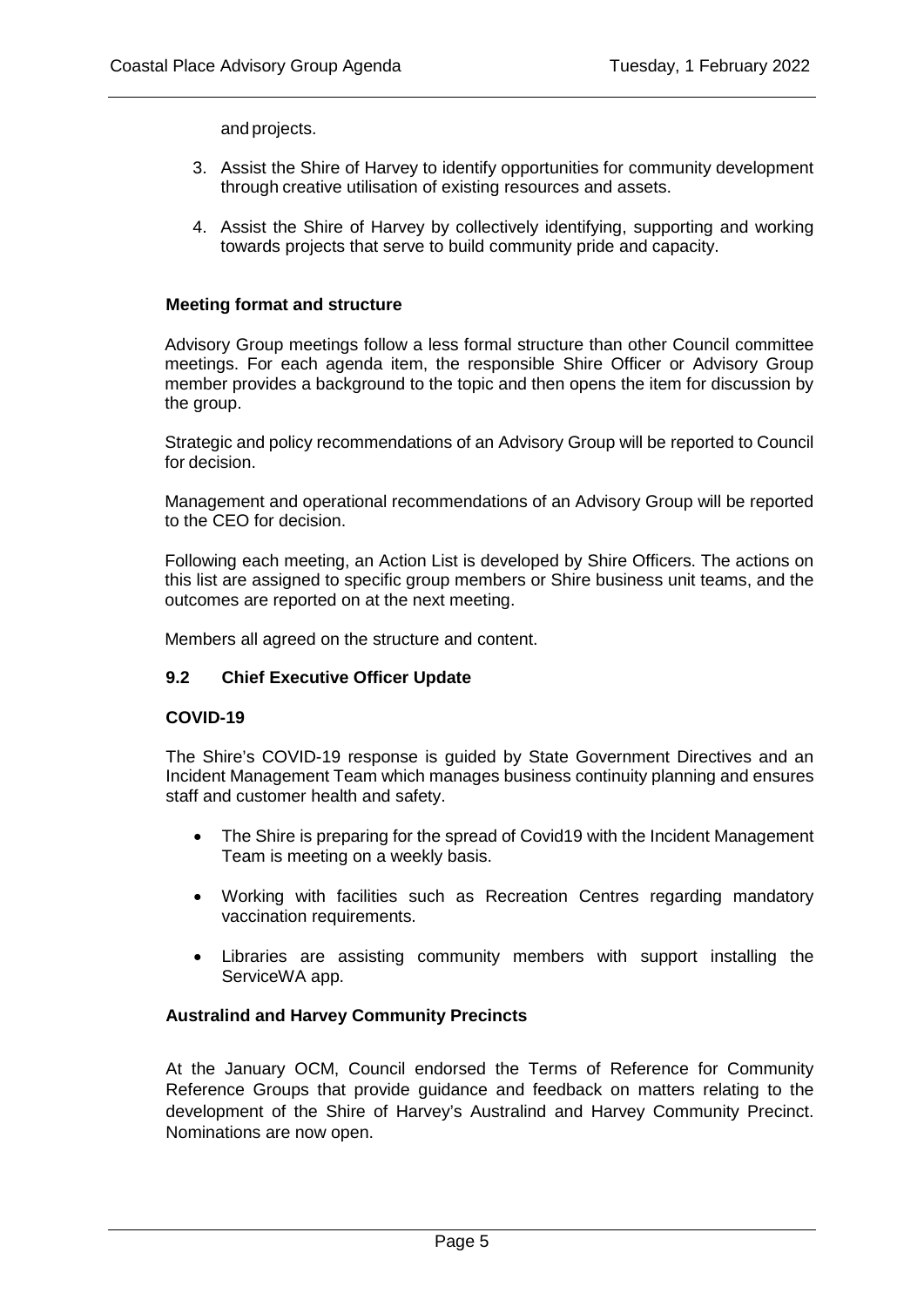and projects.

3. Assist the Shire of Harvey to identify opportunities for community development through creative utilisation of existing resources and assets.

4. Assist the Shire of Harvey by collectively identifying, supporting and working towards projects that serve to build community pride and capacity.

**Meeting format and structure**

Advisory Group meetings follow a less formal structure than other Council committee meetings. For each agenda item, the responsible Shire Officer or Advisory Group member provides a background to the topic and then opens the item for discussion by the group.

Strategic and policy recommendations of an Advisory Group will be reported to Council for decision.

Management and operational recommendations of an Advisory Group will be reported to the CEO for decision.

Following each meeting, an Action List is developed by Shire Officers. The actions on this list are assigned to specific group members or Shire business unit teams, and the outcomes are reported on at the next meeting.

Members all agreed on the structure and content.

### 9.2 Chief Executive Officer Update

**COVID-19**

The Shire's COVID-19 response is guided by State Government Directives and an Incident Management Team which manages business continuity planning and ensures staff and customer health and safety.

- The Shire is preparing for the spread of Covid19 with the Incident Management Team is meeting on a weekly basis.
- Working with facilities such as Recreation Centres regarding mandatory vaccination requirements.
- Libraries are assisting community members with support installing the ServiceWA app.

**Australind and Harvey Community Precincts**

At the January OCM, Council endorsed the Terms of Reference for Community Reference Groups that provide guidance and feedback on matters relating to the development of the Shire of Harvey's Australind and Harvey Community Precinct. Nominations are now open.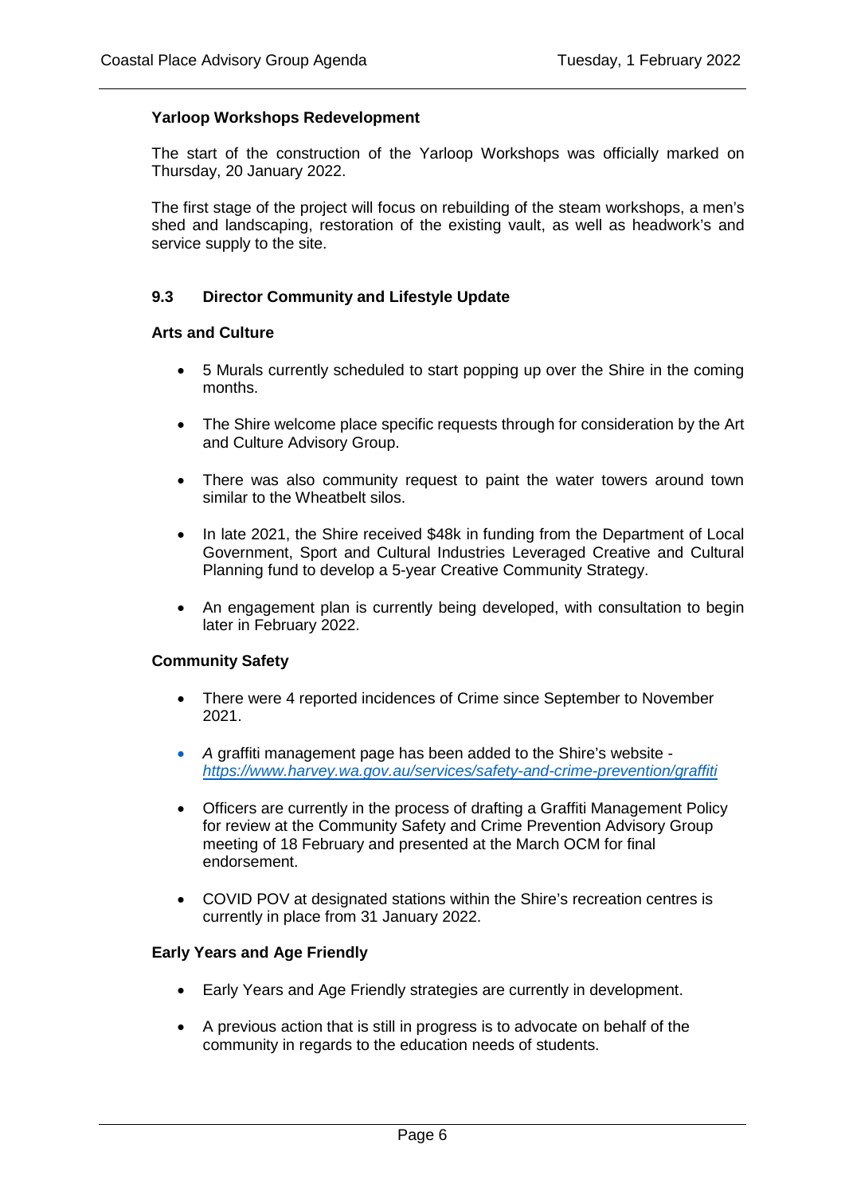**Yarloop Workshops Redevelopment**

The start of the construction of the Yarloop Workshops was officially marked on Thursday, 20 January 2022.

The first stage of the project will focus on rebuilding of the steam workshops, a men's shed and landscaping, restoration of the existing vault, as well as headwork's and service supply to the site.

### 9.3 Director Community and Lifestyle Update

**Arts and Culture**

- 5 Murals currently scheduled to start popping up over the Shire in the coming months.
- The Shire welcome place specific requests through for consideration by the Art and Culture Advisory Group.
- There was also community request to paint the water towers around town similar to the Wheatbelt silos.
- In late 2021, the Shire received $48k in funding from the Department of Local Government, Sport and Cultural Industries Leveraged Creative and Cultural Planning fund to develop a 5-year Creative Community Strategy.
- An engagement plan is currently being developed, with consultation to begin later in February 2022.

**Community Safety**

- There were 4 reported incidences of Crime since September to November 2021.
- *A* graffiti management page has been added to the Shire's website - *https://www.harvey.wa.gov.au/services/safety-and-crime-prevention/graffiti*
- Officers are currently in the process of drafting a Graffiti Management Policy for review at the Community Safety and Crime Prevention Advisory Group meeting of 18 February and presented at the March OCM for final endorsement.
- COVID POV at designated stations within the Shire's recreation centres is currently in place from 31 January 2022.

**Early Years and Age Friendly**

- Early Years and Age Friendly strategies are currently in development.
- A previous action that is still in progress is to advocate on behalf of the community in regards to the education needs of students.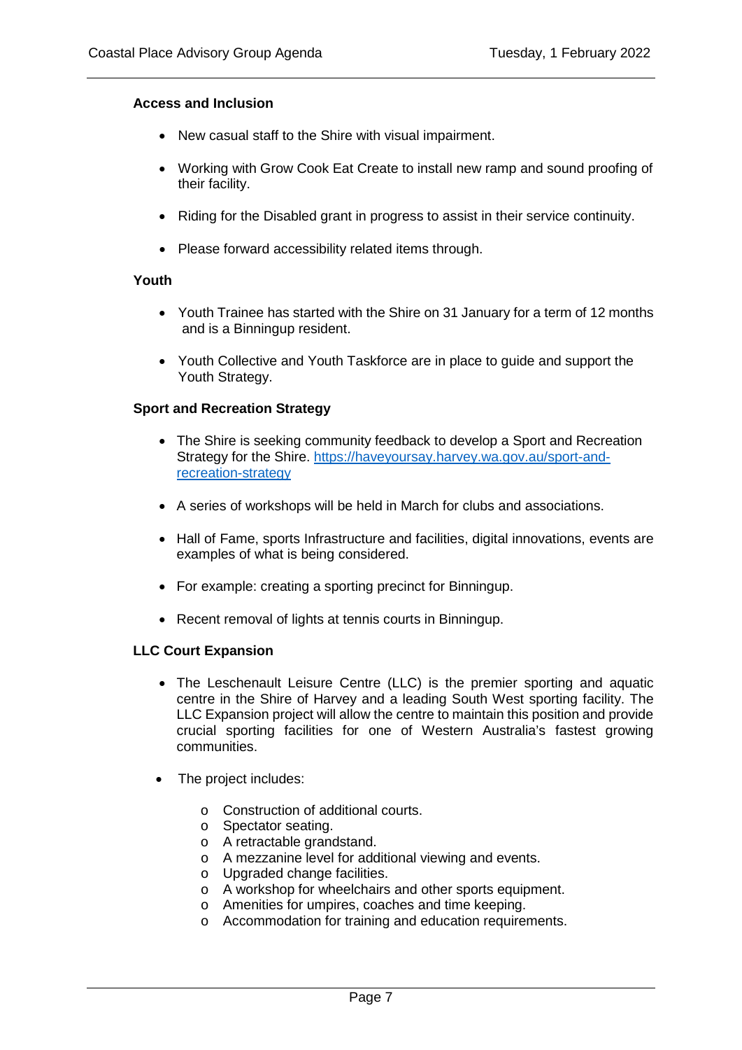**Access and Inclusion**

- New casual staff to the Shire with visual impairment.
- Working with Grow Cook Eat Create to install new ramp and sound proofing of their facility.
- Riding for the Disabled grant in progress to assist in their service continuity.
- Please forward accessibility related items through.

**Youth**

- Youth Trainee has started with the Shire on 31 January for a term of 12 months and is a Binningup resident.
- Youth Collective and Youth Taskforce are in place to guide and support the Youth Strategy.

**Sport and Recreation Strategy**

- The Shire is seeking community feedback to develop a Sport and Recreation Strategy for the Shire. https://haveyoursay.harvey.wa.gov.au/sport-and-recreation-strategy
- A series of workshops will be held in March for clubs and associations.
- Hall of Fame, sports Infrastructure and facilities, digital innovations, events are examples of what is being considered.
- For example: creating a sporting precinct for Binningup.
- Recent removal of lights at tennis courts in Binningup.

**LLC Court Expansion**

- The Leschenault Leisure Centre (LLC) is the premier sporting and aquatic centre in the Shire of Harvey and a leading South West sporting facility. The LLC Expansion project will allow the centre to maintain this position and provide crucial sporting facilities for one of Western Australia's fastest growing communities.
- The project includes:
  - Construction of additional courts.
  - Spectator seating.
  - A retractable grandstand.
  - A mezzanine level for additional viewing and events.
  - Upgraded change facilities.
  - A workshop for wheelchairs and other sports equipment.
  - Amenities for umpires, coaches and time keeping.
  - Accommodation for training and education requirements.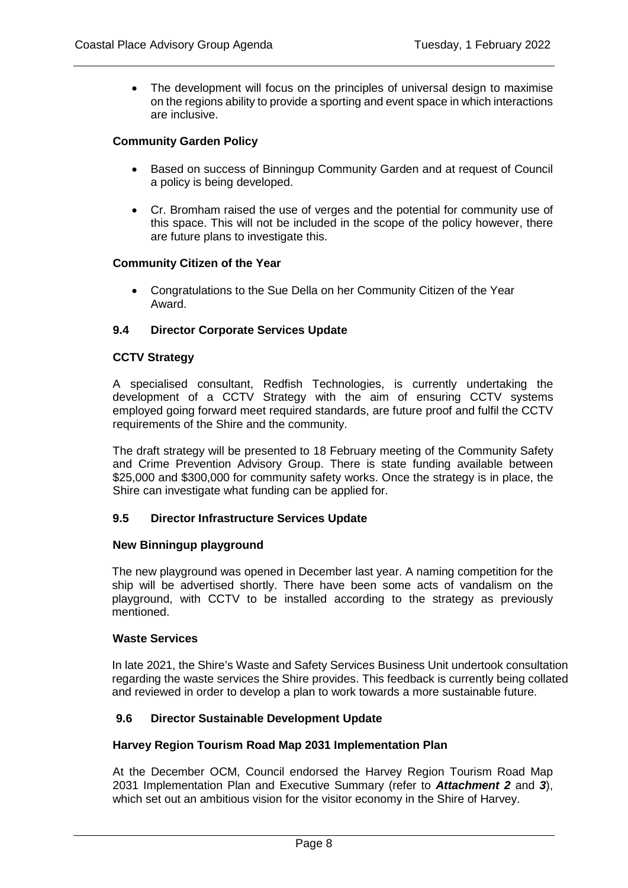- The development will focus on the principles of universal design to maximise on the regions ability to provide a sporting and event space in which interactions are inclusive.

**Community Garden Policy**

- Based on success of Binningup Community Garden and at request of Council a policy is being developed.
- Cr. Bromham raised the use of verges and the potential for community use of this space. This will not be included in the scope of the policy however, there are future plans to investigate this.

**Community Citizen of the Year**

- Congratulations to the Sue Della on her Community Citizen of the Year Award.

### 9.4 Director Corporate Services Update

**CCTV Strategy**

A specialised consultant, Redfish Technologies, is currently undertaking the development of a CCTV Strategy with the aim of ensuring CCTV systems employed going forward meet required standards, are future proof and fulfil the CCTV requirements of the Shire and the community.

The draft strategy will be presented to 18 February meeting of the Community Safety and Crime Prevention Advisory Group. There is state funding available between $25,000 and $300,000 for community safety works. Once the strategy is in place, the Shire can investigate what funding can be applied for.

### 9.5 Director Infrastructure Services Update

**New Binningup playground**

The new playground was opened in December last year. A naming competition for the ship will be advertised shortly. There have been some acts of vandalism on the playground, with CCTV to be installed according to the strategy as previously mentioned.

**Waste Services**

In late 2021, the Shire's Waste and Safety Services Business Unit undertook consultation regarding the waste services the Shire provides. This feedback is currently being collated and reviewed in order to develop a plan to work towards a more sustainable future.

### 9.6 Director Sustainable Development Update

**Harvey Region Tourism Road Map 2031 Implementation Plan**

At the December OCM, Council endorsed the Harvey Region Tourism Road Map 2031 Implementation Plan and Executive Summary (refer to ***Attachment 2*** and ***3***), which set out an ambitious vision for the visitor economy in the Shire of Harvey.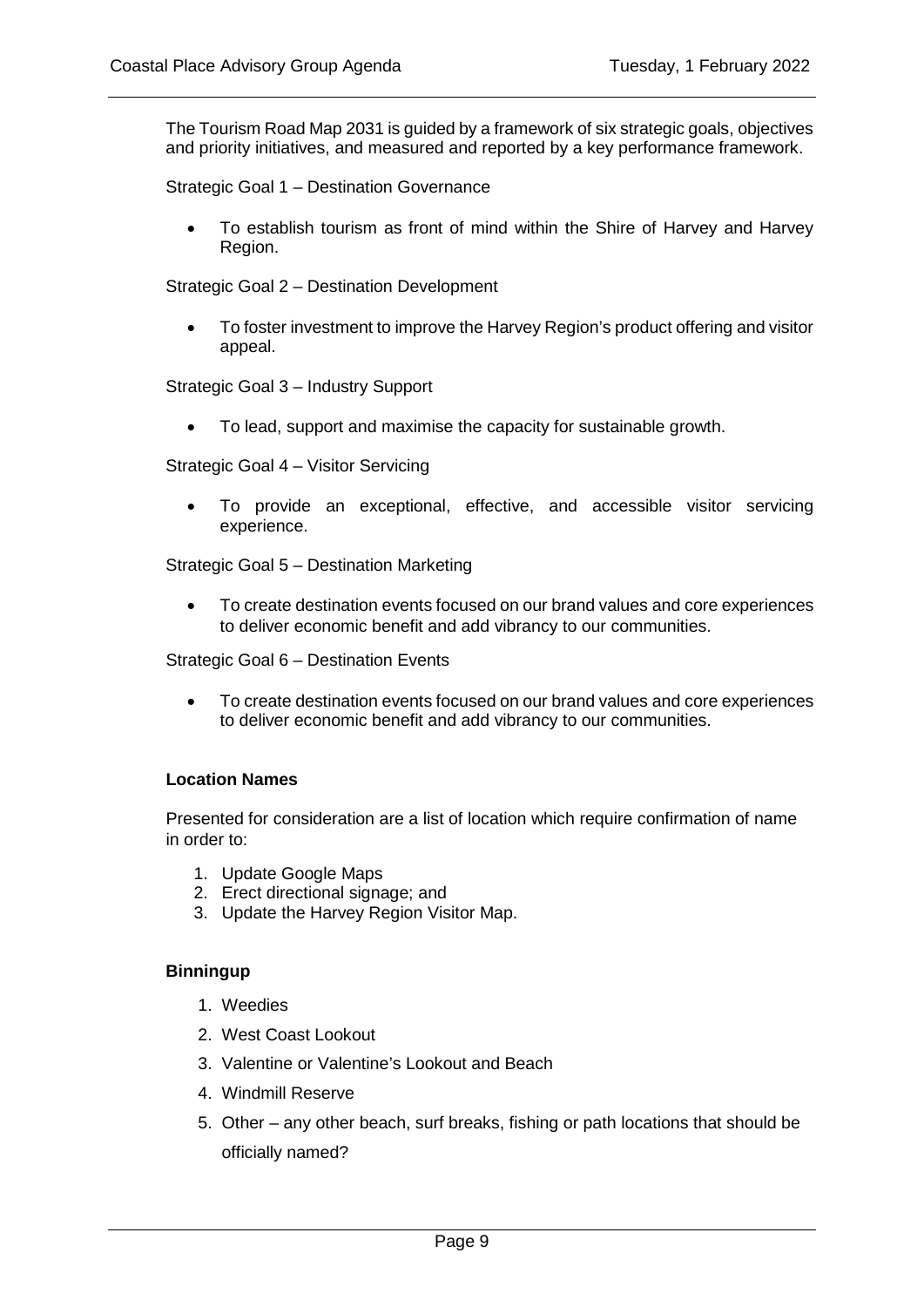The Tourism Road Map 2031 is guided by a framework of six strategic goals, objectives and priority initiatives, and measured and reported by a key performance framework.

Strategic Goal 1 – Destination Governance

- To establish tourism as front of mind within the Shire of Harvey and Harvey Region.

Strategic Goal 2 – Destination Development

- To foster investment to improve the Harvey Region's product offering and visitor appeal.

Strategic Goal 3 – Industry Support

- To lead, support and maximise the capacity for sustainable growth.

Strategic Goal 4 – Visitor Servicing

- To provide an exceptional, effective, and accessible visitor servicing experience.

Strategic Goal 5 – Destination Marketing

- To create destination events focused on our brand values and core experiences to deliver economic benefit and add vibrancy to our communities.

Strategic Goal 6 – Destination Events

- To create destination events focused on our brand values and core experiences to deliver economic benefit and add vibrancy to our communities.

**Location Names**

Presented for consideration are a list of location which require confirmation of name in order to:

1. Update Google Maps
2. Erect directional signage; and
3. Update the Harvey Region Visitor Map.

**Binningup**

1. Weedies
2. West Coast Lookout
3. Valentine or Valentine's Lookout and Beach
4. Windmill Reserve
5. Other – any other beach, surf breaks, fishing or path locations that should be officially named?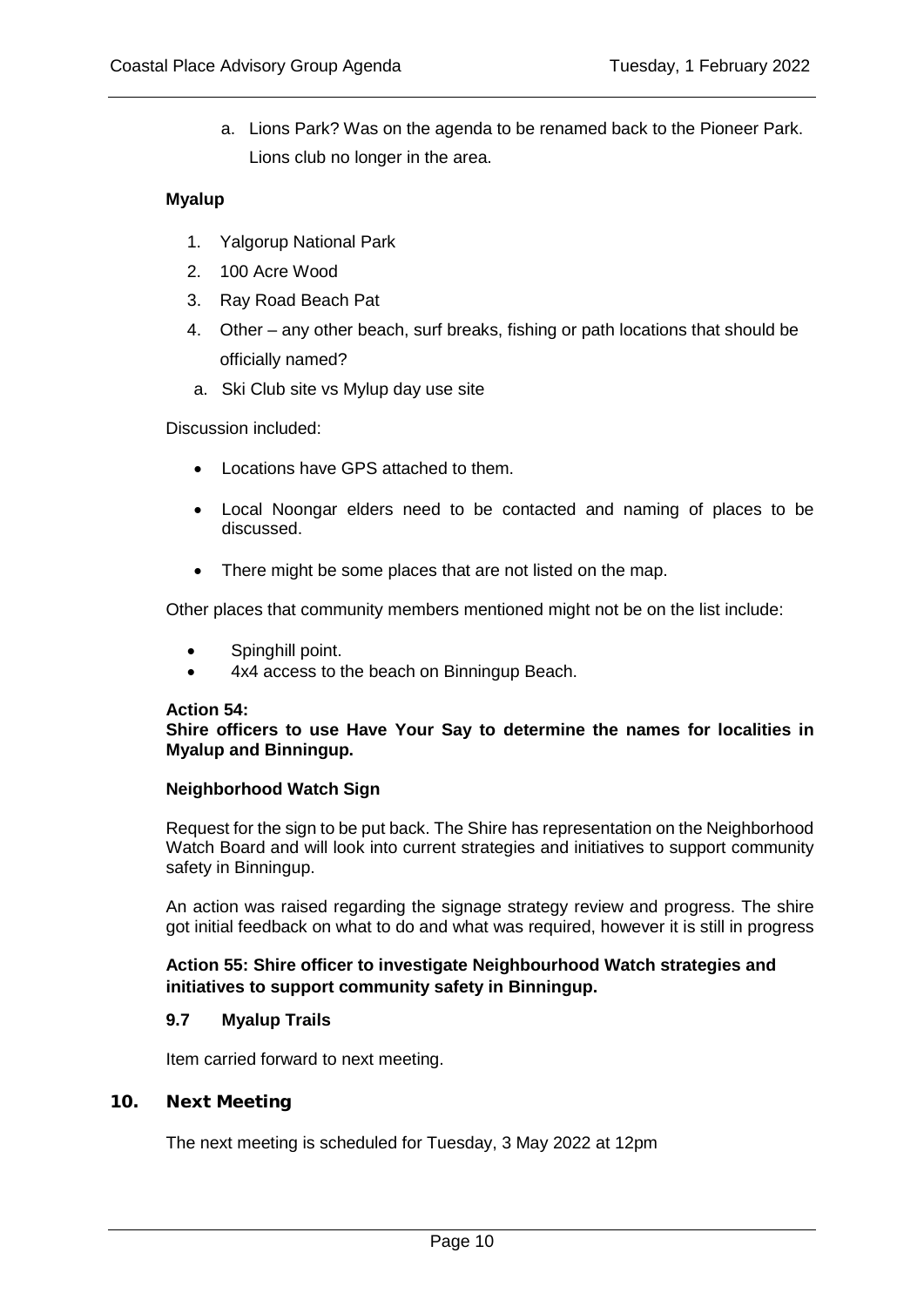a. Lions Park? Was on the agenda to be renamed back to the Pioneer Park. Lions club no longer in the area.

**Myalup**

1. Yalgorup National Park
2. 100 Acre Wood
3. Ray Road Beach Pat
4. Other – any other beach, surf breaks, fishing or path locations that should be officially named?
   a. Ski Club site vs Mylup day use site

Discussion included:

- Locations have GPS attached to them.
- Local Noongar elders need to be contacted and naming of places to be discussed.
- There might be some places that are not listed on the map.

Other places that community members mentioned might not be on the list include:

- Spinghill point.
- 4x4 access to the beach on Binningup Beach.

**Action 54:**
**Shire officers to use Have Your Say to determine the names for localities in Myalup and Binningup.**

**Neighborhood Watch Sign**

Request for the sign to be put back. The Shire has representation on the Neighborhood Watch Board and will look into current strategies and initiatives to support community safety in Binningup.

An action was raised regarding the signage strategy review and progress. The shire got initial feedback on what to do and what was required, however it is still in progress

**Action 55: Shire officer to investigate Neighbourhood Watch strategies and initiatives to support community safety in Binningup.**

### 9.7 Myalup Trails

Item carried forward to next meeting.

## 10. Next Meeting

The next meeting is scheduled for Tuesday, 3 May 2022 at 12pm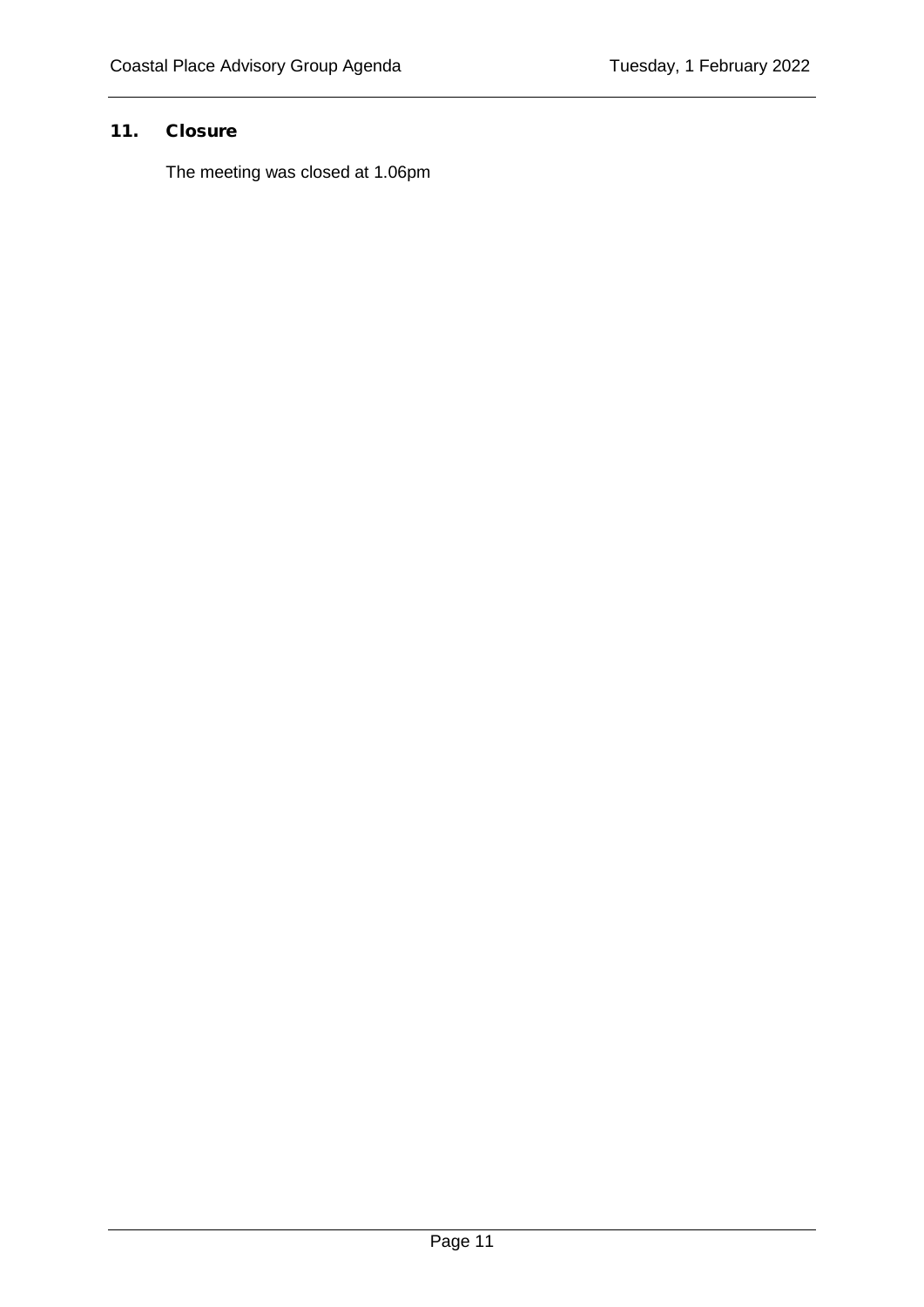## 11. Closure

The meeting was closed at 1.06pm